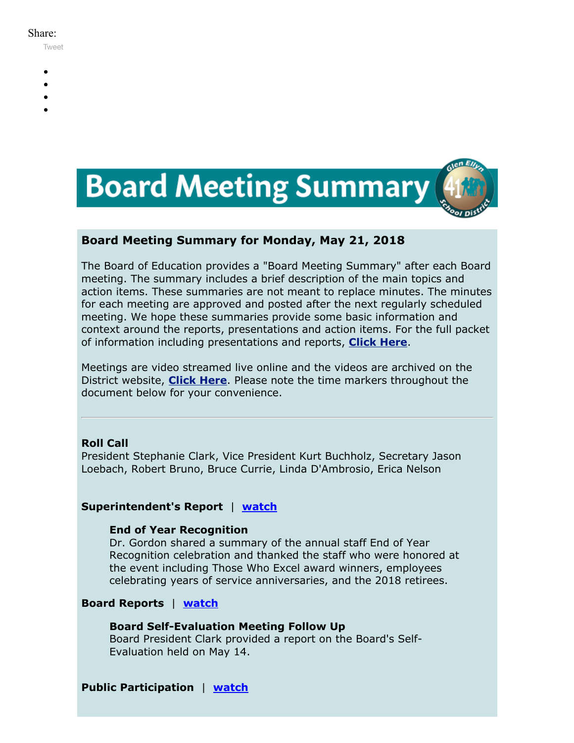Share:

Tweet

# Board Meeting Summary

## Board Meeting Summary for Monday, May 21, 2018

The Board of Education provides a "Board Meeting Summary" after each Board meeting. The summary includes a brief description of the main topics and action items. These summaries are not meant to replace minutes. The minutes for each meeting are approved and posted after the next regularly scheduled meeting. We hope these summaries provide some basic information and context around the reports, presentations and action items. For the full packet of information including presentations and reports, **Click Here**.

Meetings are video streamed live online and the videos are archived on the District website, **Click Here**. Please note the time markers throughout the document below for your convenience.

---

**Roll Call**
President Stephanie Clark, Vice President Kurt Buchholz, Secretary Jason Loebach, Robert Bruno, Bruce Currie, Linda D'Ambrosio, Erica Nelson

**Superintendent's Report** | **watch**

> **End of Year Recognition**
> Dr. Gordon shared a summary of the annual staff End of Year Recognition celebration and thanked the staff who were honored at the event including Those Who Excel award winners, employees celebrating years of service anniversaries, and the 2018 retirees.

**Board Reports** | **watch**

> **Board Self-Evaluation Meeting Follow Up**
> Board President Clark provided a report on the Board's Self-Evaluation held on May 14.

**Public Participation** | **watch**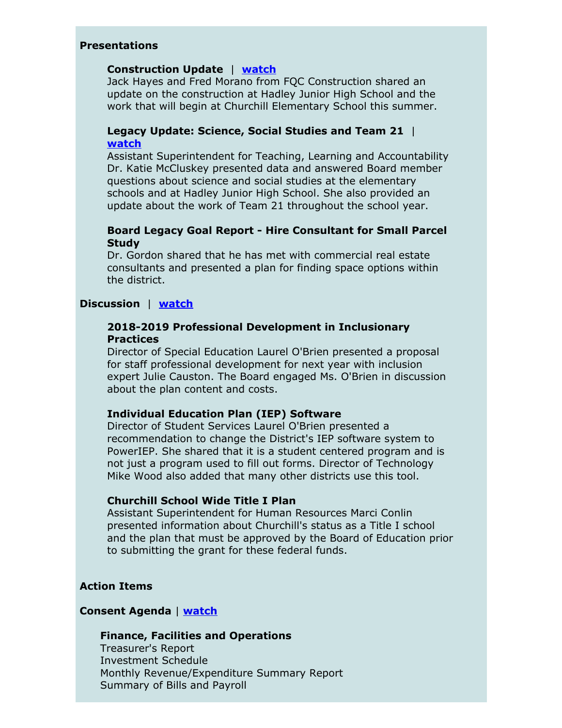**Presentations**

**Construction Update** | **watch**
Jack Hayes and Fred Morano from FQC Construction shared an update on the construction at Hadley Junior High School and the work that will begin at Churchill Elementary School this summer.

**Legacy Update: Science, Social Studies and Team 21** | **watch**
Assistant Superintendent for Teaching, Learning and Accountability Dr. Katie McCluskey presented data and answered Board member questions about science and social studies at the elementary schools and at Hadley Junior High School. She also provided an update about the work of Team 21 throughout the school year.

**Board Legacy Goal Report - Hire Consultant for Small Parcel Study**
Dr. Gordon shared that he has met with commercial real estate consultants and presented a plan for finding space options within the district.

**Discussion** | **watch**

**2018-2019 Professional Development in Inclusionary Practices**
Director of Special Education Laurel O'Brien presented a proposal for staff professional development for next year with inclusion expert Julie Causton. The Board engaged Ms. O'Brien in discussion about the plan content and costs.

**Individual Education Plan (IEP) Software**
Director of Student Services Laurel O'Brien presented a recommendation to change the District's IEP software system to PowerIEP. She shared that it is a student centered program and is not just a program used to fill out forms. Director of Technology Mike Wood also added that many other districts use this tool.

**Churchill School Wide Title I Plan**
Assistant Superintendent for Human Resources Marci Conlin presented information about Churchill's status as a Title I school and the plan that must be approved by the Board of Education prior to submitting the grant for these federal funds.

**Action Items**

**Consent Agenda** | **watch**

**Finance, Facilities and Operations**
Treasurer's Report
Investment Schedule
Monthly Revenue/Expenditure Summary Report
Summary of Bills and Payroll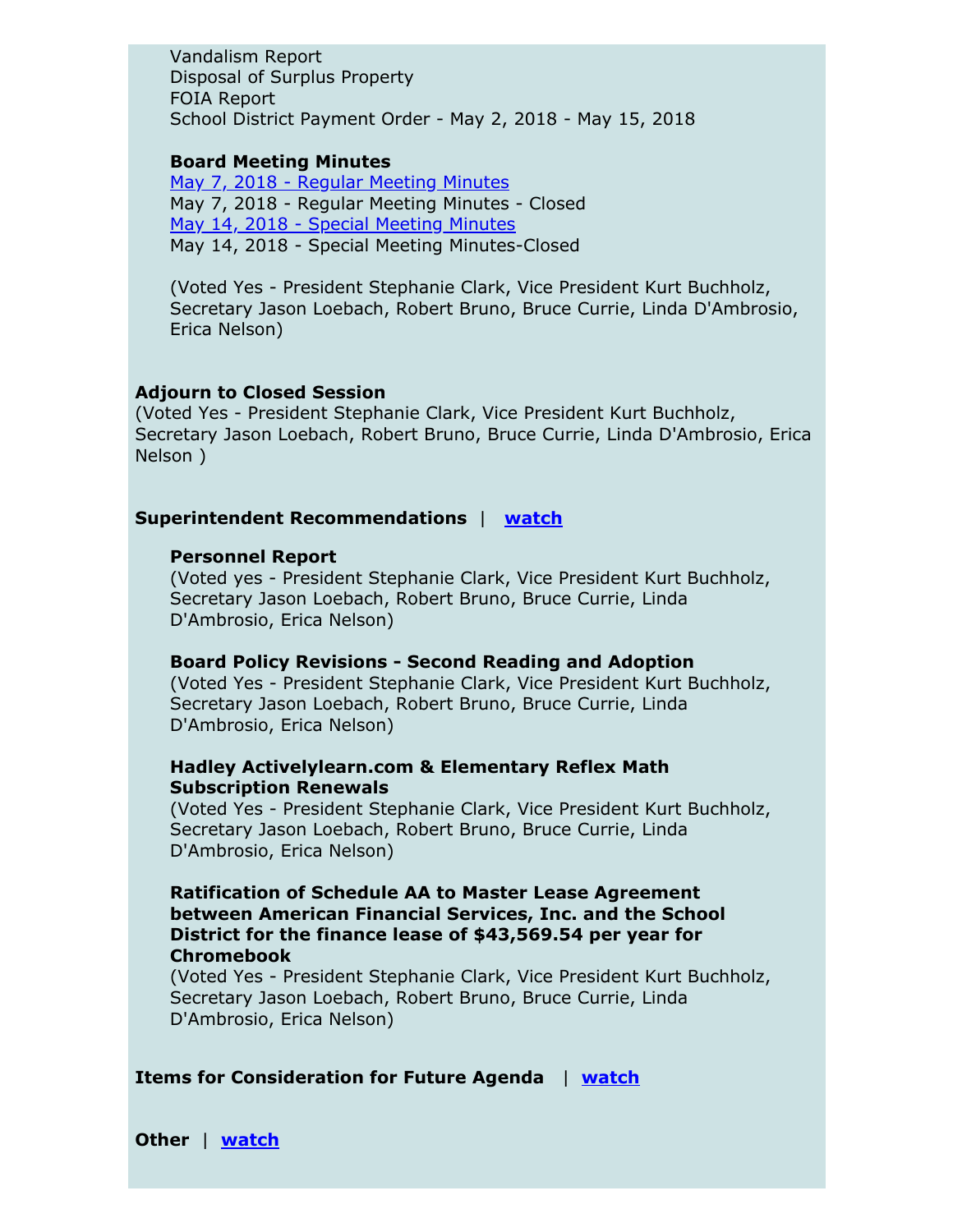Vandalism Report
Disposal of Surplus Property
FOIA Report
School District Payment Order - May 2, 2018 - May 15, 2018

**Board Meeting Minutes**
[May 7, 2018 - Regular Meeting Minutes]
May 7, 2018 - Regular Meeting Minutes - Closed
[May 14, 2018 - Special Meeting Minutes]
May 14, 2018 - Special Meeting Minutes-Closed

(Voted Yes - President Stephanie Clark, Vice President Kurt Buchholz, Secretary Jason Loebach, Robert Bruno, Bruce Currie, Linda D'Ambrosio, Erica Nelson)

**Adjourn to Closed Session**
(Voted Yes - President Stephanie Clark, Vice President Kurt Buchholz, Secretary Jason Loebach, Robert Bruno, Bruce Currie, Linda D'Ambrosio, Erica Nelson )

**Superintendent Recommendations** | **watch**

**Personnel Report**
(Voted yes - President Stephanie Clark, Vice President Kurt Buchholz, Secretary Jason Loebach, Robert Bruno, Bruce Currie, Linda D'Ambrosio, Erica Nelson)

**Board Policy Revisions - Second Reading and Adoption**
(Voted Yes - President Stephanie Clark, Vice President Kurt Buchholz, Secretary Jason Loebach, Robert Bruno, Bruce Currie, Linda D'Ambrosio, Erica Nelson)

**Hadley Activelylearn.com & Elementary Reflex Math Subscription Renewals**
(Voted Yes - President Stephanie Clark, Vice President Kurt Buchholz, Secretary Jason Loebach, Robert Bruno, Bruce Currie, Linda D'Ambrosio, Erica Nelson)

**Ratification of Schedule AA to Master Lease Agreement between American Financial Services, Inc. and the School District for the finance lease of $43,569.54 per year for Chromebook**
(Voted Yes - President Stephanie Clark, Vice President Kurt Buchholz, Secretary Jason Loebach, Robert Bruno, Bruce Currie, Linda D'Ambrosio, Erica Nelson)

**Items for Consideration for Future Agenda** | **watch**

**Other** | **watch**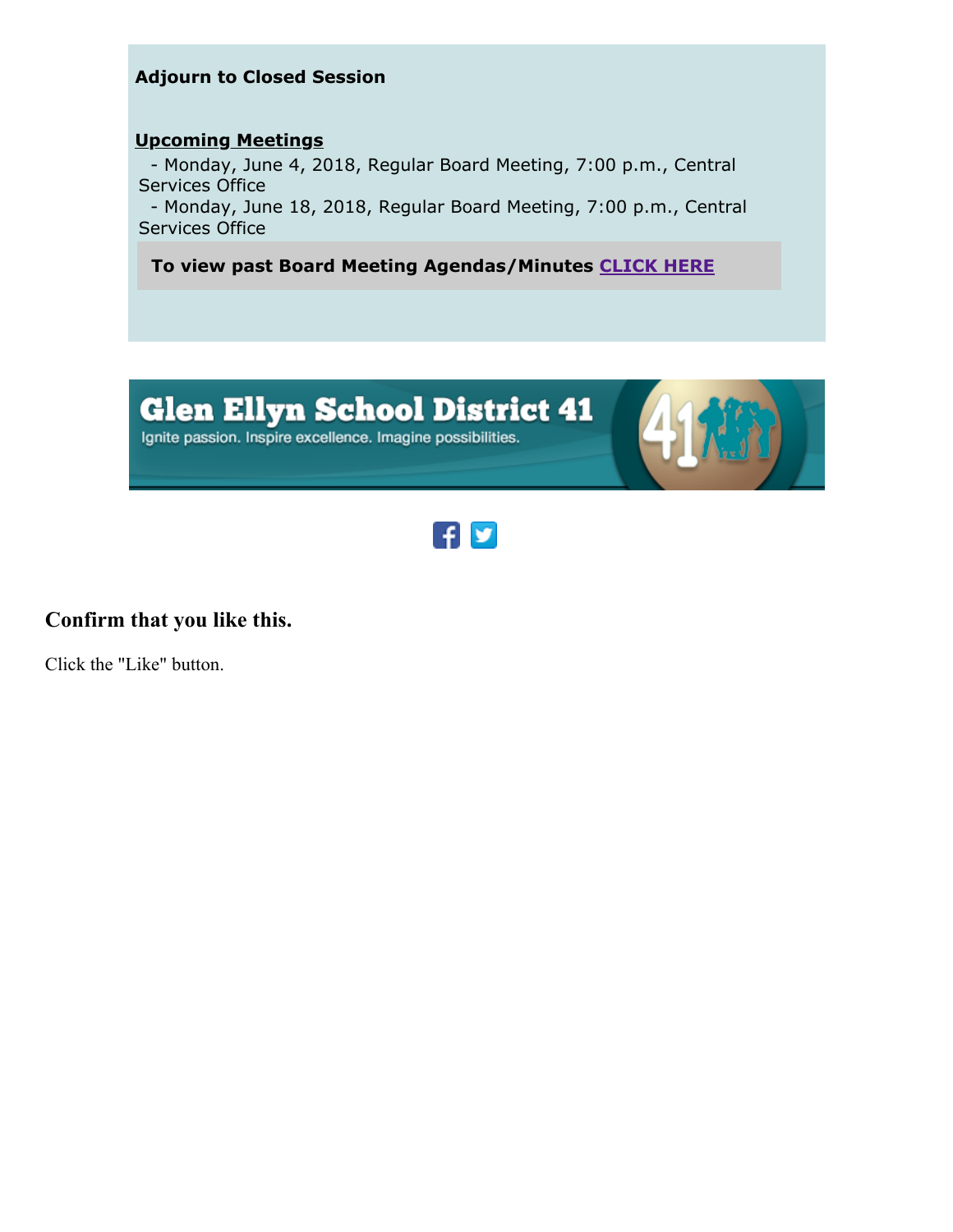**Adjourn to Closed Session**

**Upcoming Meetings**

- Monday, June 4, 2018, Regular Board Meeting, 7:00 p.m., Central Services Office
- Monday, June 18, 2018, Regular Board Meeting, 7:00 p.m., Central Services Office

**To view past Board Meeting Agendas/Minutes CLICK HERE**

Glen Ellyn School District 41

Ignite passion. Inspire excellence. Imagine possibilities.

## Confirm that you like this.

Click the "Like" button.